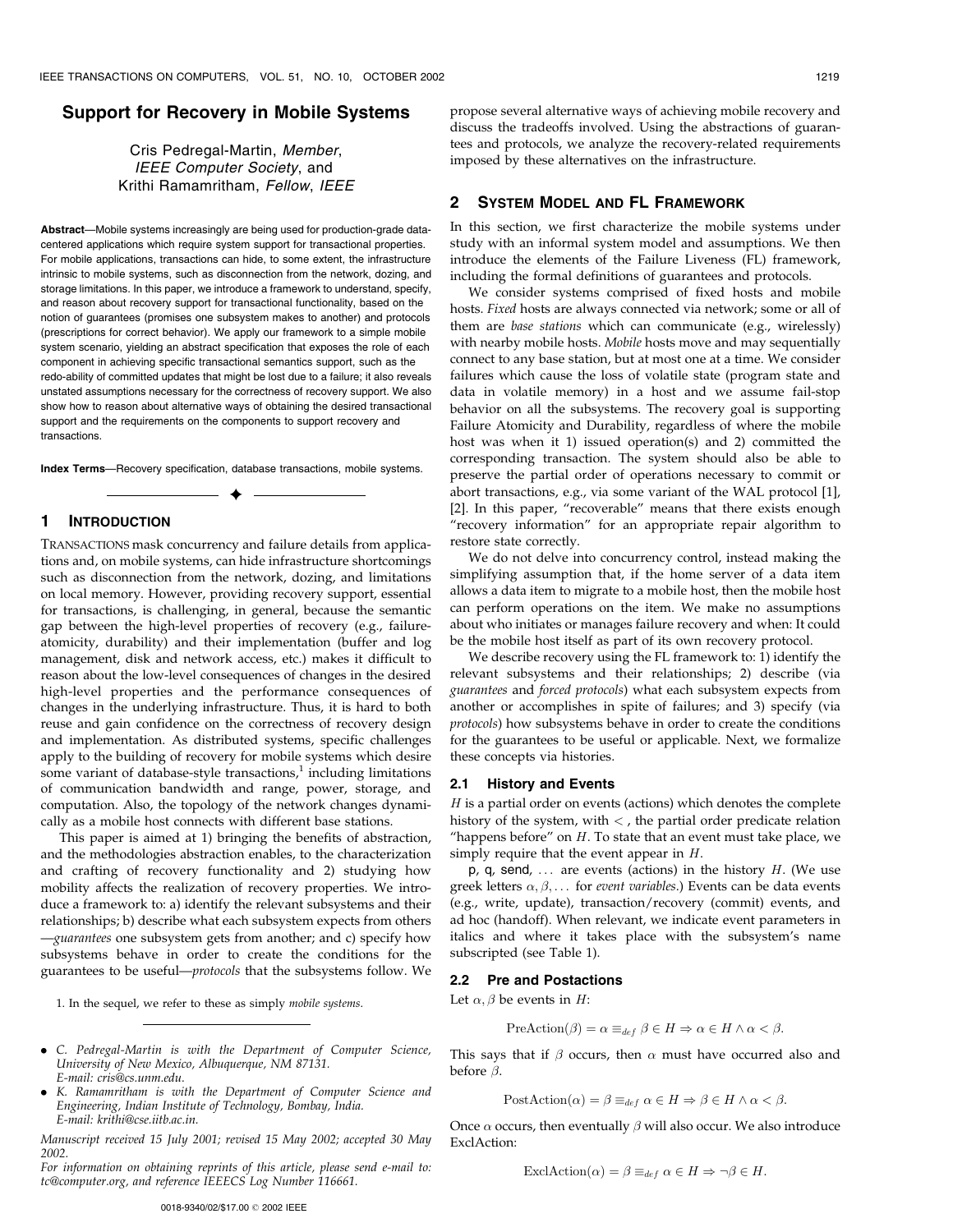# Support for Recovery in Mobile Systems

Cris Pedregal-Martin, *Member, IEEE Computer Society*, and Krithi Ramamritham, *Fellow, IEEE*

**Abstract**—Mobile systems increasingly are being used for production-grade data-centered applications which require system support for transactional properties. For mobile applications, transactions can hide, to some extent, the infrastructure intrinsic to mobile systems, such as disconnection from the network, dozing, and storage limitations. In this paper, we introduce a framework to understand, specify, and reason about recovery support for transactional functionality, based on the notion of guarantees (promises one subsystem makes to another) and protocols (prescriptions for correct behavior). We apply our framework to a simple mobile system scenario, yielding an abstract specification that exposes the role of each component in achieving specific transactional semantics support, such as the redo-ability of committed updates that might be lost due to a failure; it also reveals unstated assumptions necessary for the correctness of recovery support. We also show how to reason about alternative ways of obtaining the desired transactional support and the requirements on the components to support recovery and transactions.

**Index Terms**—Recovery specification, database transactions, mobile systems.

## 1 Introduction

Transactions mask concurrency and failure details from applications and, on mobile systems, can hide infrastructure shortcomings such as disconnection from the network, dozing, and limitations on local memory. However, providing recovery support, essential for transactions, is challenging, in general, because the semantic gap between the high-level properties of recovery (e.g., failure-atomicity, durability) and their implementation (buffer and log management, disk and network access, etc.) makes it difficult to reason about the low-level consequences of changes in the desired high-level properties and the performance consequences of changes in the underlying infrastructure. Thus, it is hard to both reuse and gain confidence on the correctness of recovery design and implementation. As distributed systems, specific challenges apply to the building of recovery for mobile systems which desire some variant of database-style transactions,[1] including limitations of communication bandwidth and range, power, storage, and computation. Also, the topology of the network changes dynamically as a mobile host connects with different base stations.

This paper is aimed at 1) bringing the benefits of abstraction, and the methodologies abstraction enables, to the characterization and crafting of recovery functionality and 2) studying how mobility affects the realization of recovery properties. We introduce a framework to: a) identify the relevant subsystems and their relationships; b) describe what each subsystem expects from others —*guarantees* one subsystem gets from another; and c) specify how subsystems behave in order to create the conditions for the guarantees to be useful—*protocols* that the subsystems follow. We propose several alternative ways of achieving mobile recovery and discuss the tradeoffs involved. Using the abstractions of guarantees and protocols, we analyze the recovery-related requirements imposed by these alternatives on the infrastructure.

1. In the sequel, we refer to these as simply *mobile systems*.

- C. Pedregal-Martin is with the Department of Computer Science, University of New Mexico, Albuquerque, NM 87131. E-mail: cris@cs.unm.edu.
- K. Ramamritham is with the Department of Computer Science and Engineering, Indian Institute of Technology, Bombay, India. E-mail: krithi@cse.iitb.ac.in.

*Manuscript received 15 July 2001; revised 15 May 2002; accepted 30 May 2002.*
*For information on obtaining reprints of this article, please send e-mail to: tc@computer.org, and reference IEEECS Log Number 116661.*

## 2 System Model and FL Framework

In this section, we first characterize the mobile systems under study with an informal system model and assumptions. We then introduce the elements of the Failure Liveness (FL) framework, including the formal definitions of guarantees and protocols.

We consider systems comprised of fixed hosts and mobile hosts. *Fixed* hosts are always connected via network; some or all of them are *base stations* which can communicate (e.g., wirelessly) with nearby mobile hosts. *Mobile* hosts move and may sequentially connect to any base station, but at most one at a time. We consider failures which cause the loss of volatile state (program state and data in volatile memory) in a host and we assume fail-stop behavior on all the subsystems. The recovery goal is supporting Failure Atomicity and Durability, regardless of where the mobile host was when it 1) issued operation(s) and 2) committed the corresponding transaction. The system should also be able to preserve the partial order of operations necessary to commit or abort transactions, e.g., via some variant of the WAL protocol [1], [2]. In this paper, "recoverable" means that there exists enough "recovery information" for an appropriate repair algorithm to restore state correctly.

We do not delve into concurrency control, instead making the simplifying assumption that, if the home server of a data item allows a data item to migrate to a mobile host, then the mobile host can perform operations on the item. We make no assumptions about who initiates or manages failure recovery and when: It could be the mobile host itself as part of its own recovery protocol.

We describe recovery using the FL framework to: 1) identify the relevant subsystems and their relationships; 2) describe (via *guarantees* and *forced protocols*) what each subsystem expects from another or accomplishes in spite of failures; and 3) specify (via *protocols*) how subsystems behave in order to create the conditions for the guarantees to be useful or applicable. Next, we formalize these concepts via histories.

### 2.1 History and Events

$H$ is a partial order on events (actions) which denotes the complete history of the system, with $<$, the partial order predicate relation "happens before" on $H$. To state that an event must take place, we simply require that the event appear in $H$.

p, q, send, ... are events (actions) in the history $H$. (We use greek letters $\alpha, \beta, \ldots$ for *event variables*.) Events can be data events (e.g., write, update), transaction/recovery (commit) events, and ad hoc (handoff). When relevant, we indicate event parameters in italics and where it takes place with the subsystem's name subscripted (see Table 1).

### 2.2 Pre and Postactions

Let $\alpha, \beta$ be events in $H$:

$$\text{PreAction}(\beta) = \alpha \equiv_{def} \beta \in H \Rightarrow \alpha \in H \wedge \alpha < \beta.$$

This says that if $\beta$ occurs, then $\alpha$ must have occurred also and before $\beta$.

$$\text{PostAction}(\alpha) = \beta \equiv_{def} \alpha \in H \Rightarrow \beta \in H \wedge \alpha < \beta.$$

Once $\alpha$ occurs, then eventually $\beta$ will also occur. We also introduce ExclAction:

$$\text{ExclAction}(\alpha) = \beta \equiv_{def} \alpha \in H \Rightarrow \neg\beta \in H.$$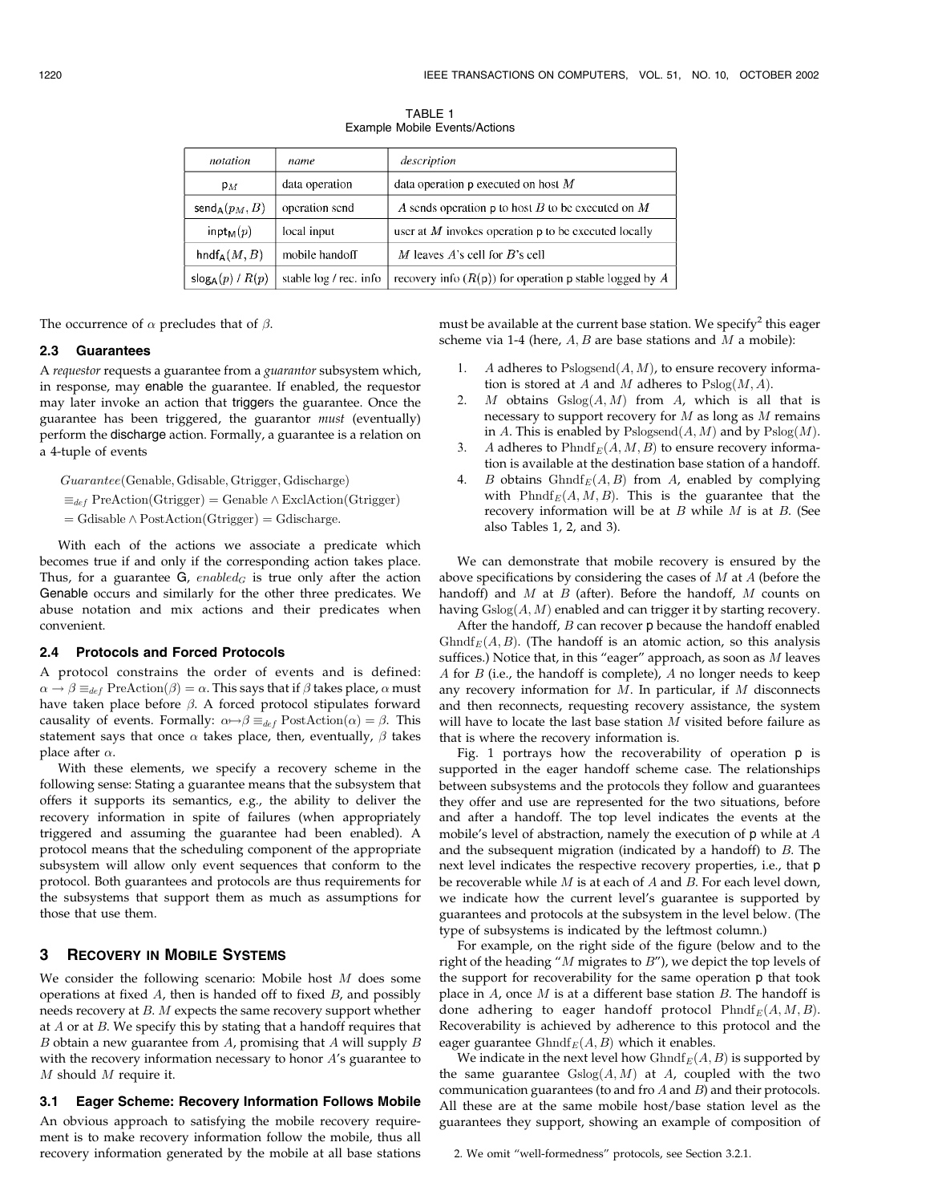TABLE 1
Example Mobile Events/Actions

| *notation* | *name* | *description* |
|---|---|---|
| $\mathsf{p}_M$ | data operation | data operation p executed on host $M$ |
| $\mathsf{send_A}(\mathsf{p}_M, B)$ | operation send | $A$ sends operation p to host $B$ to be executed on $M$ |
| $\mathsf{inpt_M}(p)$ | local input | user at $M$ invokes operation p to be executed locally |
| $\mathsf{hndf_A}(M, B)$ | mobile handoff | $M$ leaves $A$'s cell for $B$'s cell |
| $\mathsf{slog_A}(p)$ / $R(p)$ | stable log / rec. info | recovery info ($R(\mathsf{p})$) for operation p stable logged by $A$ |

The occurrence of $\alpha$ precludes that of $\beta$.

### 2.3 Guarantees

A *requestor* requests a guarantee from a *guarantor* subsystem which, in response, may enable the guarantee. If enabled, the requestor may later invoke an action that triggers the guarantee. Once the guarantee has been triggered, the guarantor *must* (eventually) perform the discharge action. Formally, a guarantee is a relation on a 4-tuple of events

$$
\begin{aligned}
&Guarantee(\text{Genable}, \text{Gdisable}, \text{Gtrigger}, \text{Gdischarge}) \\
&\equiv_{def} \text{PreAction}(\text{Gtrigger}) = \text{Genable} \wedge \text{ExclAction}(\text{Gtrigger}) \\
&= \text{Gdisable} \wedge \text{PostAction}(\text{Gtrigger}) = \text{Gdischarge}.
\end{aligned}
$$

With each of the actions we associate a predicate which becomes true if and only if the corresponding action takes place. Thus, for a guarantee G, $enabled_G$ is true only after the action Genable occurs and similarly for the other three predicates. We abuse notation and mix actions and their predicates when convenient.

### 2.4 Protocols and Forced Protocols

A protocol constrains the order of events and is defined: $\alpha \rightarrow \beta \equiv_{def} \text{PreAction}(\beta) = \alpha$. This says that if $\beta$ takes place, $\alpha$ must have taken place before $\beta$. A forced protocol stipulates forward causality of events. Formally: $\alpha \mapsto \beta \equiv_{def} \text{PostAction}(\alpha) = \beta$. This statement says that once $\alpha$ takes place, then, eventually, $\beta$ takes place after $\alpha$.

With these elements, we specify a recovery scheme in the following sense: Stating a guarantee means that the subsystem that offers it supports its semantics, e.g., the ability to deliver the recovery information in spite of failures (when appropriately triggered and assuming the guarantee had been enabled). A protocol means that the scheduling component of the appropriate subsystem will allow only event sequences that conform to the protocol. Both guarantees and protocols are thus requirements for the subsystems that support them as much as assumptions for those that use them.

## 3 Recovery in Mobile Systems

We consider the following scenario: Mobile host $M$ does some operations at fixed $A$, then is handed off to fixed $B$, and possibly needs recovery at $B$. $M$ expects the same recovery support whether at $A$ or at $B$. We specify this by stating that a handoff requires that $B$ obtain a new guarantee from $A$, promising that $A$ will supply $B$ with the recovery information necessary to honor $A$'s guarantee to $M$ should $M$ require it.

### 3.1 Eager Scheme: Recovery Information Follows Mobile

An obvious approach to satisfying the mobile recovery requirement is to make recovery information follow the mobile, thus all recovery information generated by the mobile at all base stations must be available at the current base station. We specify[2] this eager scheme via 1-4 (here, $A, B$ are base stations and $M$ a mobile):

1. $A$ adheres to $\text{Pslogsend}(A, M)$, to ensure recovery information is stored at $A$ and $M$ adheres to $\text{Pslog}(M, A)$.
2. $M$ obtains $\text{Gslog}(A, M)$ from $A$, which is all that is necessary to support recovery for $M$ as long as $M$ remains in $A$. This is enabled by $\text{Pslogsend}(A, M)$ and by $\text{Pslog}(M)$.
3. $A$ adheres to $\text{Phndf}_E(A, M, B)$ to ensure recovery information is available at the destination base station of a handoff.
4. $B$ obtains $\text{Ghndf}_E(A, B)$ from $A$, enabled by complying with $\text{Phndf}_E(A, M, B)$. This is the guarantee that the recovery information will be at $B$ while $M$ is at $B$. (See also Tables 1, 2, and 3).

We can demonstrate that mobile recovery is ensured by the above specifications by considering the cases of $M$ at $A$ (before the handoff) and $M$ at $B$ (after). Before the handoff, $M$ counts on having $\text{Gslog}(A, M)$ enabled and can trigger it by starting recovery.

After the handoff, $B$ can recover p because the handoff enabled $\text{Ghndf}_E(A, B)$. (The handoff is an atomic action, so this analysis suffices.) Notice that, in this "eager" approach, as soon as $M$ leaves $A$ for $B$ (i.e., the handoff is complete), $A$ no longer needs to keep any recovery information for $M$. In particular, if $M$ disconnects and then reconnects, requesting recovery assistance, the system will have to locate the last base station $M$ visited before failure as that is where the recovery information is.

Fig. 1 portrays how the recoverability of operation p is supported in the eager handoff scheme case. The relationships between subsystems and the protocols they follow and guarantees they offer and use are represented for the two situations, before and after a handoff. The top level indicates the events at the mobile's level of abstraction, namely the execution of p while at $A$ and the subsequent migration (indicated by a handoff) to $B$. The next level indicates the respective recovery properties, i.e., that p be recoverable while $M$ is at each of $A$ and $B$. For each level down, we indicate how the current level's guarantee is supported by guarantees and protocols at the subsystem in the level below. (The type of subsystems is indicated by the leftmost column.)

For example, on the right side of the figure (below and to the right of the heading "$M$ migrates to $B$"), we depict the top levels of the support for recoverability for the same operation p that took place in $A$, once $M$ is at a different base station $B$. The handoff is done adhering to eager handoff protocol $\text{Phndf}_E(A, M, B)$. Recoverability is achieved by adherence to this protocol and the eager guarantee $\text{Ghndf}_E(A, B)$ which it enables.

We indicate in the next level how $\text{Ghndf}_E(A, B)$ is supported by the same guarantee $\text{Gslog}(A, M)$ at $A$, coupled with the two communication guarantees (to and fro $A$ and $B$) and their protocols. All these are at the same mobile host/base station level as the guarantees they support, showing an example of composition of

[2] We omit "well-formedness" protocols, see Section 3.2.1.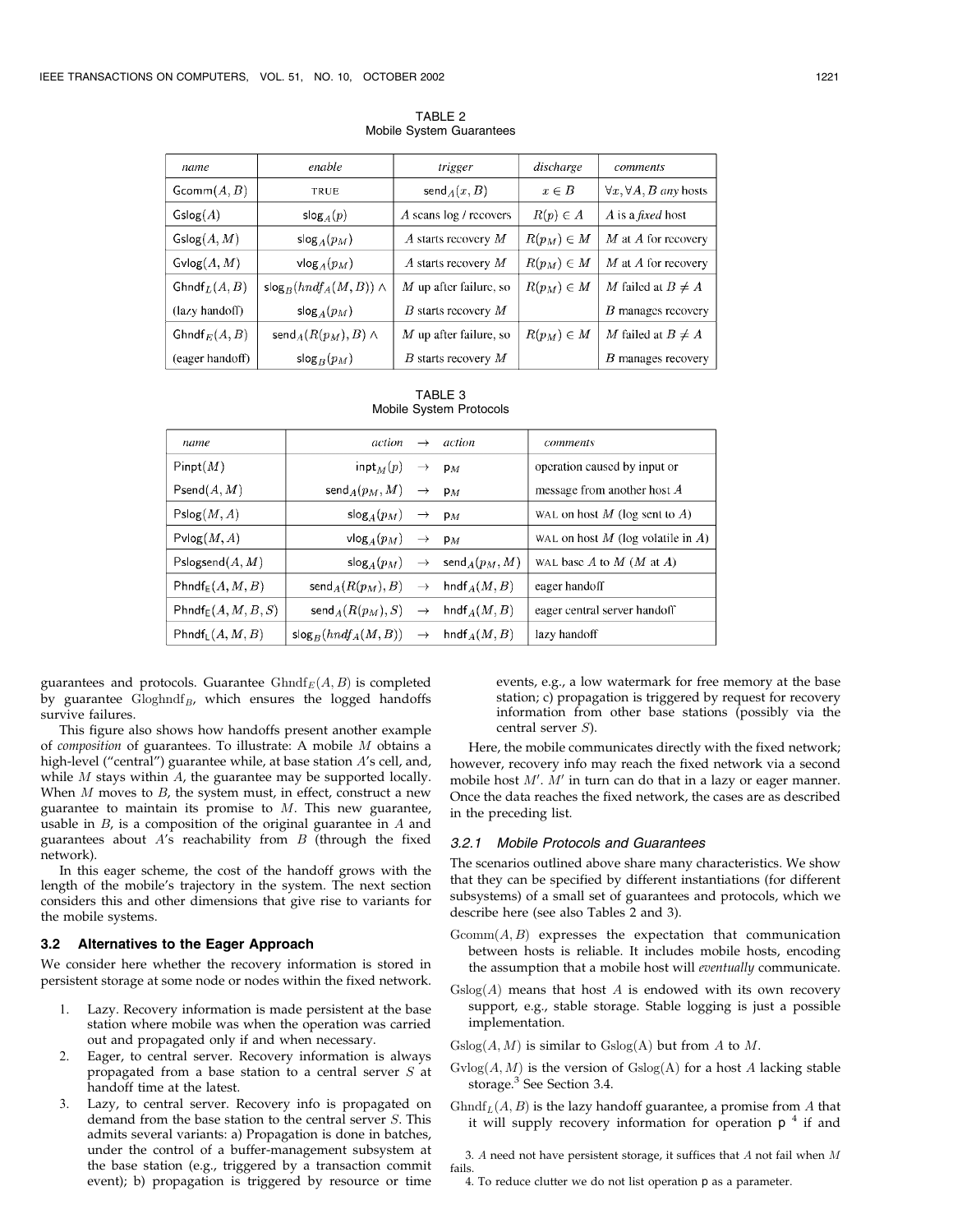TABLE 2
Mobile System Guarantees

| *name* | *enable* | *trigger* | *discharge* | *comments* |
|---|---|---|---|---|
| $\mathsf{Gcomm}(A, B)$ | TRUE | $\mathsf{send}_A(x, B)$ | $x \in B$ | $\forall x, \forall A, B$ *any* hosts |
| $\mathsf{Gslog}(A)$ | $\mathsf{slog}_A(p)$ | $A$ scans log / recovers | $R(p) \in A$ | $A$ is a *fixed* host |
| $\mathsf{Gslog}(A, M)$ | $\mathsf{slog}_A(p_M)$ | $A$ starts recovery $M$ | $R(p_M) \in M$ | $M$ at $A$ for recovery |
| $\mathsf{Gvlog}(A, M)$ | $\mathsf{vlog}_A(p_M)$ | $A$ starts recovery $M$ | $R(p_M) \in M$ | $M$ at $A$ for recovery |
| $\mathsf{Ghndf}_L(A, B)$ (lazy handoff) | $\mathsf{slog}_B(hndf_A(M, B)) \wedge$ $\mathsf{slog}_A(p_M)$ | $M$ up after failure, so $B$ starts recovery $M$ | $R(p_M) \in M$ | $M$ failed at $B \neq A$ $B$ manages recovery |
| $\mathsf{Ghndf}_E(A, B)$ (eager handoff) | $\mathsf{send}_A(R(p_M), B) \wedge$ $\mathsf{slog}_B(p_M)$ | $M$ up after failure, so $B$ starts recovery $M$ | $R(p_M) \in M$ | $M$ failed at $B \neq A$ $B$ manages recovery |

TABLE 3
Mobile System Protocols

| *name* | *action* | $\rightarrow$ | *action* | *comments* |
|---|---|---|---|---|
| $\mathsf{Pinpt}(M)$ | $\mathsf{inpt}_M(p)$ | $\rightarrow$ | $\mathsf{p}_M$ | operation caused by input or |
| $\mathsf{Psend}(A, M)$ | $\mathsf{send}_A(p_M, M)$ | $\rightarrow$ | $\mathsf{p}_M$ | message from another host $A$ |
| $\mathsf{Pslog}(M, A)$ | $\mathsf{slog}_A(p_M)$ | $\rightarrow$ | $\mathsf{p}_M$ | WAL on host $M$ (log sent to $A$) |
| $\mathsf{Pvlog}(M, A)$ | $\mathsf{vlog}_A(p_M)$ | $\rightarrow$ | $\mathsf{p}_M$ | WAL on host $M$ (log volatile in $A$) |
| $\mathsf{Pslogsend}(A, M)$ | $\mathsf{slog}_A(p_M)$ | $\rightarrow$ | $\mathsf{send}_A(p_M, M)$ | WAL base $A$ to $M$ ($M$ at $A$) |
| $\mathsf{Phndf_E}(A, M, B)$ | $\mathsf{send}_A(R(p_M), B)$ | $\rightarrow$ | $\mathsf{hndf}_A(M, B)$ | eager handoff |
| $\mathsf{Phndf_E}(A, M, B, S)$ | $\mathsf{send}_A(R(p_M), S)$ | $\rightarrow$ | $\mathsf{hndf}_A(M, B)$ | eager central server handoff |
| $\mathsf{Phndf_L}(A, M, B)$ | $\mathsf{slog}_B(hndf_A(M, B))$ | $\rightarrow$ | $\mathsf{hndf}_A(M, B)$ | lazy handoff |

guarantees and protocols. Guarantee $\mathrm{Ghndf}_E(A, B)$ is completed by guarantee $\mathrm{Gloghndf}_B$, which ensures the logged handoffs survive failures.

This figure also shows how handoffs present another example of *composition* of guarantees. To illustrate: A mobile $M$ obtains a high-level ("central") guarantee while, at base station $A$'s cell, and, while $M$ stays within $A$, the guarantee may be supported locally. When $M$ moves to $B$, the system must, in effect, construct a new guarantee to maintain its promise to $M$. This new guarantee, usable in $B$, is a composition of the original guarantee in $A$ and guarantees about $A$'s reachability from $B$ (through the fixed network).

In this eager scheme, the cost of the handoff grows with the length of the mobile's trajectory in the system. The next section considers this and other dimensions that give rise to variants for the mobile systems.

### 3.2 Alternatives to the Eager Approach

We consider here whether the recovery information is stored in persistent storage at some node or nodes within the fixed network.

1. Lazy. Recovery information is made persistent at the base station where mobile was when the operation was carried out and propagated only if and when necessary.
2. Eager, to central server. Recovery information is always propagated from a base station to a central server $S$ at handoff time at the latest.
3. Lazy, to central server. Recovery info is propagated on demand from the base station to the central server $S$. This admits several variants: a) Propagation is done in batches, under the control of a buffer-management subsystem at the base station (e.g., triggered by a transaction commit event); b) propagation is triggered by resource or time events, e.g., a low watermark for free memory at the base station; c) propagation is triggered by request for recovery information from other base stations (possibly via the central server $S$).

Here, the mobile communicates directly with the fixed network; however, recovery info may reach the fixed network via a second mobile host $M'$. $M'$ in turn can do that in a lazy or eager manner. Once the data reaches the fixed network, the cases are as described in the preceding list.

#### 3.2.1 Mobile Protocols and Guarantees

The scenarios outlined above share many characteristics. We show that they can be specified by different instantiations (for different subsystems) of a small set of guarantees and protocols, which we describe here (see also Tables 2 and 3).

$\mathrm{Gcomm}(A, B)$ expresses the expectation that communication between hosts is reliable. It includes mobile hosts, encoding the assumption that a mobile host will *eventually* communicate.

$\mathrm{Gslog}(A)$ means that host $A$ is endowed with its own recovery support, e.g., stable storage. Stable logging is just a possible implementation.

$\mathrm{Gslog}(A, M)$ is similar to $\mathrm{Gslog(A)}$ but from $A$ to $M$.

$\mathrm{Gvlog}(A, M)$ is the version of $\mathrm{Gslog(A)}$ for a host $A$ lacking stable storage.[3] See Section 3.4.

$\mathrm{Ghndf}_L(A, B)$ is the lazy handoff guarantee, a promise from $A$ that it will supply recovery information for operation $\mathsf{p}$ [4] if and

3. $A$ need not have persistent storage, it suffices that $A$ not fail when $M$ fails.

4. To reduce clutter we do not list operation $\mathsf{p}$ as a parameter.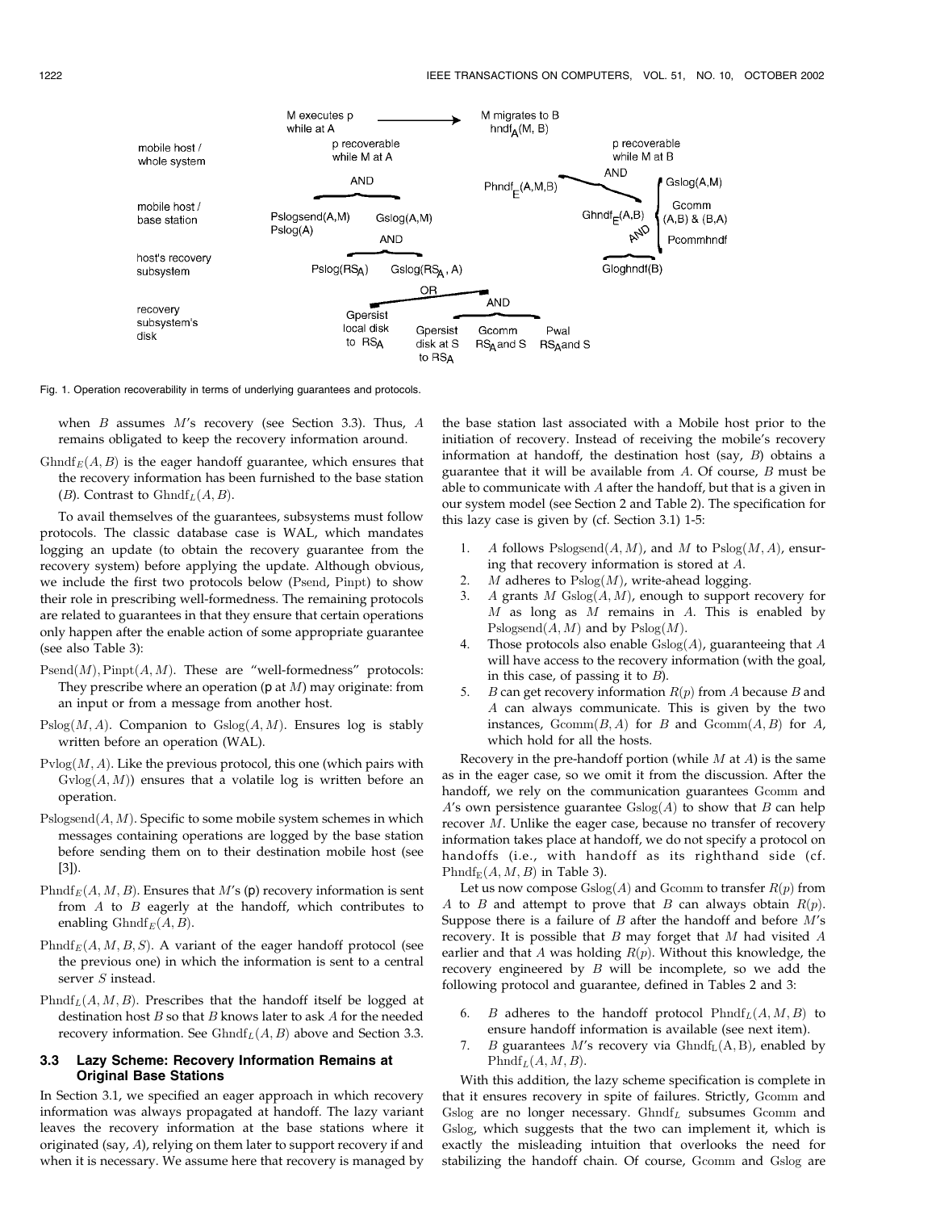Fig. 1. Operation recoverability in terms of underlying guarantees and protocols.

when $B$ assumes $M$'s recovery (see Section 3.3). Thus, $A$ remains obligated to keep the recovery information around.

$\mathrm{Ghndf}_E(A, B)$ is the eager handoff guarantee, which ensures that the recovery information has been furnished to the base station ($B$). Contrast to $\mathrm{Ghndf}_L(A, B)$.

To avail themselves of the guarantees, subsystems must follow protocols. The classic database case is WAL, which mandates logging an update (to obtain the recovery guarantee from the recovery system) before applying the update. Although obvious, we include the first two protocols below (Psend, Pinpt) to show their role in prescribing well-formedness. The remaining protocols are related to guarantees in that they ensure that certain operations only happen after the enable action of some appropriate guarantee (see also Table 3):

$\mathrm{Psend}(M), \mathrm{Pinpt}(A, M)$. These are "well-formedness" protocols: They prescribe where an operation (p at $M$) may originate: from an input or from a message from another host.

$\mathrm{Pslog}(M, A)$. Companion to $\mathrm{Gslog}(A, M)$. Ensures log is stably written before an operation (WAL).

$\mathrm{Pvlog}(M, A)$. Like the previous protocol, this one (which pairs with $\mathrm{Gvlog}(A, M)$) ensures that a volatile log is written before an operation.

$\mathrm{Pslogsend}(A, M)$. Specific to some mobile system schemes in which messages containing operations are logged by the base station before sending them on to their destination mobile host (see [3]).

$\mathrm{Phndf}_E(A, M, B)$. Ensures that $M$'s (p) recovery information is sent from $A$ to $B$ eagerly at the handoff, which contributes to enabling $\mathrm{Ghndf}_E(A, B)$.

$\mathrm{Phndf}_E(A, M, B, S)$. A variant of the eager handoff protocol (see the previous one) in which the information is sent to a central server $S$ instead.

$\mathrm{Phndf}_L(A, M, B)$. Prescribes that the handoff itself be logged at destination host $B$ so that $B$ knows later to ask $A$ for the needed recovery information. See $\mathrm{Ghndf}_L(A, B)$ above and Section 3.3.

### 3.3 Lazy Scheme: Recovery Information Remains at Original Base Stations

In Section 3.1, we specified an eager approach in which recovery information was always propagated at handoff. The lazy variant leaves the recovery information at the base stations where it originated (say, $A$), relying on them later to support recovery if and when it is necessary. We assume here that recovery is managed by the base station last associated with a Mobile host prior to the initiation of recovery. Instead of receiving the mobile's recovery information at handoff, the destination host (say, $B$) obtains a guarantee that it will be available from $A$. Of course, $B$ must be able to communicate with $A$ after the handoff, but that is a given in our system model (see Section 2 and Table 2). The specification for this lazy case is given by (cf. Section 3.1) 1-5:

1. $A$ follows $\mathrm{Pslogsend}(A, M)$, and $M$ to $\mathrm{Pslog}(M, A)$, ensuring that recovery information is stored at $A$.
2. $M$ adheres to $\mathrm{Pslog}(M)$, write-ahead logging.
3. $A$ grants $M$ $\mathrm{Gslog}(A, M)$, enough to support recovery for $M$ as long as $M$ remains in $A$. This is enabled by $\mathrm{Pslogsend}(A, M)$ and by $\mathrm{Pslog}(M)$.
4. Those protocols also enable $\mathrm{Gslog}(A)$, guaranteeing that $A$ will have access to the recovery information (with the goal, in this case, of passing it to $B$).
5. $B$ can get recovery information $R(p)$ from $A$ because $B$ and $A$ can always communicate. This is given by the two instances, $\mathrm{Gcomm}(B, A)$ for $B$ and $\mathrm{Gcomm}(A, B)$ for $A$, which hold for all the hosts.

Recovery in the pre-handoff portion (while $M$ at $A$) is the same as in the eager case, so we omit it from the discussion. After the handoff, we rely on the communication guarantees Gcomm and $A$'s own persistence guarantee $\mathrm{Gslog}(A)$ to show that $B$ can help recover $M$. Unlike the eager case, because no transfer of recovery information takes place at handoff, we do not specify a protocol on handoffs (i.e., with handoff as its righthand side (cf. $\mathrm{Phndf}_E(A, M, B)$ in Table 3).

Let us now compose $\mathrm{Gslog}(A)$ and Gcomm to transfer $R(p)$ from $A$ to $B$ and attempt to prove that $B$ can always obtain $R(p)$. Suppose there is a failure of $B$ after the handoff and before $M$'s recovery. It is possible that $B$ may forget that $M$ had visited $A$ earlier and that $A$ was holding $R(p)$. Without this knowledge, the recovery engineered by $B$ will be incomplete, so we add the following protocol and guarantee, defined in Tables 2 and 3:

6. $B$ adheres to the handoff protocol $\mathrm{Phndf}_L(A, M, B)$ to ensure handoff information is available (see next item).
7. $B$ guarantees $M$'s recovery via $\mathrm{Ghndf}_L(A, B)$, enabled by $\mathrm{Phndf}_L(A, M, B)$.

With this addition, the lazy scheme specification is complete in that it ensures recovery in spite of failures. Strictly, Gcomm and Gslog are no longer necessary. $\mathrm{Ghndf}_L$ subsumes Gcomm and Gslog, which suggests that the two can implement it, which is exactly the misleading intuition that overlooks the need for stabilizing the handoff chain. Of course, Gcomm and Gslog are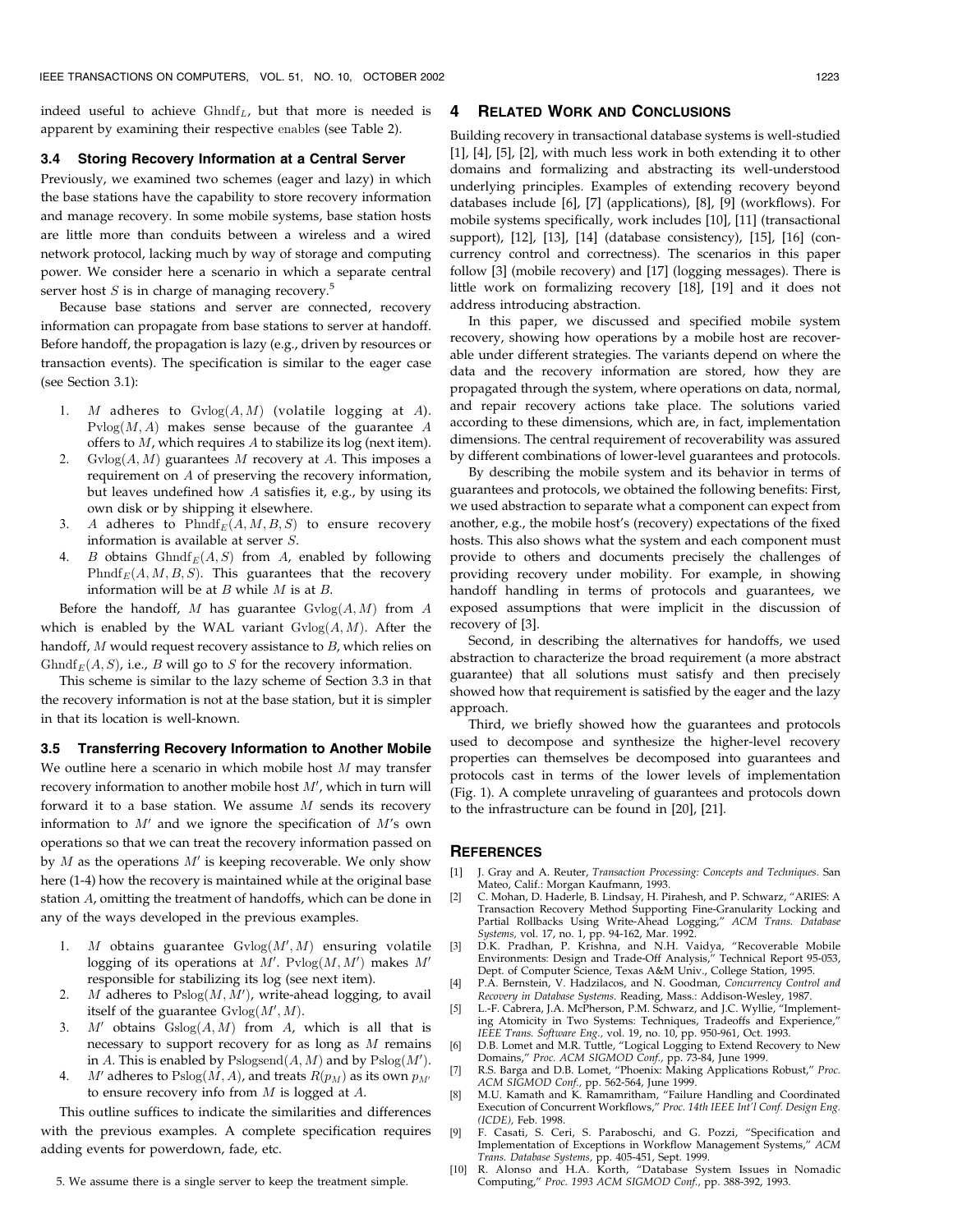indeed useful to achieve $\text{Ghndf}_L$, but that more is needed is apparent by examining their respective enables (see Table 2).

### 3.4 Storing Recovery Information at a Central Server

Previously, we examined two schemes (eager and lazy) in which the base stations have the capability to store recovery information and manage recovery. In some mobile systems, base station hosts are little more than conduits between a wireless and a wired network protocol, lacking much by way of storage and computing power. We consider here a scenario in which a separate central server host $S$ is in charge of managing recovery.[5]

Because base stations and server are connected, recovery information can propagate from base stations to server at handoff. Before handoff, the propagation is lazy (e.g., driven by resources or transaction events). The specification is similar to the eager case (see Section 3.1):

1. $M$ adheres to $\text{Gvlog}(A, M)$ (volatile logging at $A$). $\text{Pvlog}(M, A)$ makes sense because of the guarantee $A$ offers to $M$, which requires $A$ to stabilize its log (next item).
2. $\text{Gvlog}(A, M)$ guarantees $M$ recovery at $A$. This imposes a requirement on $A$ of preserving the recovery information, but leaves undefined how $A$ satisfies it, e.g., by using its own disk or by shipping it elsewhere.
3. $A$ adheres to $\text{Phndf}_E(A, M, B, S)$ to ensure recovery information is available at server $S$.
4. $B$ obtains $\text{Ghndf}_E(A, S)$ from $A$, enabled by following $\text{Phndf}_E(A, M, B, S)$. This guarantees that the recovery information will be at $B$ while $M$ is at $B$.

Before the handoff, $M$ has guarantee $\text{Gvlog}(A, M)$ from $A$ which is enabled by the WAL variant $\text{Gvlog}(A, M)$. After the handoff, $M$ would request recovery assistance to $B$, which relies on $\text{Ghndf}_E(A, S)$, i.e., $B$ will go to $S$ for the recovery information.

This scheme is similar to the lazy scheme of Section 3.3 in that the recovery information is not at the base station, but it is simpler in that its location is well-known.

### 3.5 Transferring Recovery Information to Another Mobile

We outline here a scenario in which mobile host $M$ may transfer recovery information to another mobile host $M'$, which in turn will forward it to a base station. We assume $M$ sends its recovery information to $M'$ and we ignore the specification of $M'$'s own operations so that we can treat the recovery information passed on by $M$ as the operations $M'$ is keeping recoverable. We only show here (1-4) how the recovery is maintained while at the original base station $A$, omitting the treatment of handoffs, which can be done in any of the ways developed in the previous examples.

1. $M$ obtains guarantee $\text{Gvlog}(M', M)$ ensuring volatile logging of its operations at $M'$. $\text{Pvlog}(M, M')$ makes $M'$ responsible for stabilizing its log (see next item).
2. $M$ adheres to $\text{Pslog}(M, M')$, write-ahead logging, to avail itself of the guarantee $\text{Gvlog}(M', M)$.
3. $M'$ obtains $\text{Gslog}(A, M)$ from $A$, which is all that is necessary to support recovery for as long as $M$ remains in $A$. This is enabled by $\text{Pslogsend}(A, M)$ and by $\text{Pslog}(M')$.
4. $M'$ adheres to $\text{Pslog}(M, A)$, and treats $R(p_M)$ as its own $p_{M'}$ to ensure recovery info from $M$ is logged at $A$.

This outline suffices to indicate the similarities and differences with the previous examples. A complete specification requires adding events for powerdown, fade, etc.

5. We assume there is a single server to keep the treatment simple.

## 4 Related Work and Conclusions

Building recovery in transactional database systems is well-studied [1], [4], [5], [2], with much less work in both extending it to other domains and formalizing and abstracting its well-understood underlying principles. Examples of extending recovery beyond databases include [6], [7] (applications), [8], [9] (workflows). For mobile systems specifically, work includes [10], [11] (transactional support), [12], [13], [14] (database consistency), [15], [16] (concurrency control and correctness). The scenarios in this paper follow [3] (mobile recovery) and [17] (logging messages). There is little work on formalizing recovery [18], [19] and it does not address introducing abstraction.

In this paper, we discussed and specified mobile system recovery, showing how operations by a mobile host are recoverable under different strategies. The variants depend on where the data and the recovery information are stored, how they are propagated through the system, where operations on data, normal, and repair recovery actions take place. The solutions varied according to these dimensions, which are, in fact, implementation dimensions. The central requirement of recoverability was assured by different combinations of lower-level guarantees and protocols.

By describing the mobile system and its behavior in terms of guarantees and protocols, we obtained the following benefits: First, we used abstraction to separate what a component can expect from another, e.g., the mobile host's (recovery) expectations of the fixed hosts. This also shows what the system and each component must provide to others and documents precisely the challenges of providing recovery under mobility. For example, in showing handoff handling in terms of protocols and guarantees, we exposed assumptions that were implicit in the discussion of recovery of [3].

Second, in describing the alternatives for handoffs, we used abstraction to characterize the broad requirement (a more abstract guarantee) that all solutions must satisfy and then precisely showed how that requirement is satisfied by the eager and the lazy approach.

Third, we briefly showed how the guarantees and protocols used to decompose and synthesize the higher-level recovery properties can themselves be decomposed into guarantees and protocols cast in terms of the lower levels of implementation (Fig. 1). A complete unraveling of guarantees and protocols down to the infrastructure can be found in [20], [21].

## References

[1] J. Gray and A. Reuter, *Transaction Processing: Concepts and Techniques.* San Mateo, Calif.: Morgan Kaufmann, 1993.

[2] C. Mohan, D. Haderle, B. Lindsay, H. Pirahesh, and P. Schwarz, "ARIES: A Transaction Recovery Method Supporting Fine-Granularity Locking and Partial Rollbacks Using Write-Ahead Logging," *ACM Trans. Database Systems,* vol. 17, no. 1, pp. 94-162, Mar. 1992.

[3] D.K. Pradhan, P. Krishna, and N.H. Vaidya, "Recoverable Mobile Environments: Design and Trade-Off Analysis," Technical Report 95-053, Dept. of Computer Science, Texas A&M Univ., College Station, 1995.

[4] P.A. Bernstein, V. Hadzilacos, and N. Goodman, *Concurrency Control and Recovery in Database Systems.* Reading, Mass.: Addison-Wesley, 1987.

[5] L.-F. Cabrera, J.A. McPherson, P.M. Schwarz, and J.C. Wyllie, "Implementing Atomicity in Two Systems: Techniques, Tradeoffs and Experience," *IEEE Trans. Software Eng.,* vol. 19, no. 10, pp. 950-961, Oct. 1993.

[6] D.B. Lomet and M.R. Tuttle, "Logical Logging to Extend Recovery to New Domains," *Proc. ACM SIGMOD Conf.,* pp. 73-84, June 1999.

[7] R.S. Barga and D.B. Lomet, "Phoenix: Making Applications Robust," *Proc. ACM SIGMOD Conf.,* pp. 562-564, June 1999.

[8] M.U. Kamath and K. Ramamritham, "Failure Handling and Coordinated Execution of Concurrent Workflows," *Proc. 14th IEEE Int'l Conf. Design Eng. (ICDE),* Feb. 1998.

[9] F. Casati, S. Ceri, S. Paraboschi, and G. Pozzi, "Specification and Implementation of Exceptions in Workflow Management Systems," *ACM Trans. Database Systems,* pp. 405-451, Sept. 1999.

[10] R. Alonso and H.A. Korth, "Database System Issues in Nomadic Computing," *Proc. 1993 ACM SIGMOD Conf.,* pp. 388-392, 1993.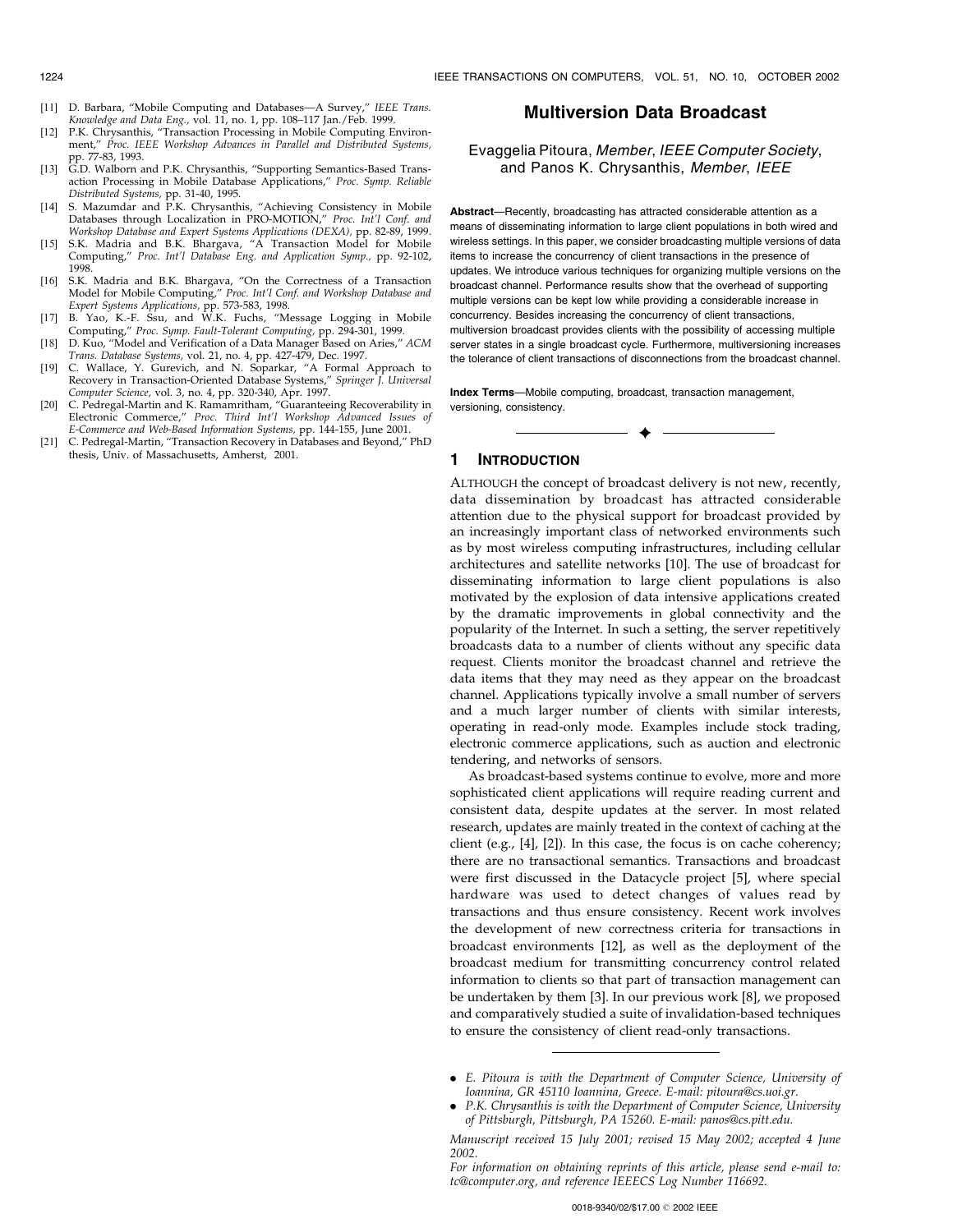[11] D. Barbara, "Mobile Computing and Databases—A Survey," *IEEE Trans. Knowledge and Data Eng.*, vol. 11, no. 1, pp. 108–117 Jan./Feb. 1999.

[12] P.K. Chrysanthis, "Transaction Processing in Mobile Computing Environment," *Proc. IEEE Workshop Advances in Parallel and Distributed Systems*, pp. 77-83, 1993.

[13] G.D. Walborn and P.K. Chrysanthis, "Supporting Semantics-Based Transaction Processing in Mobile Database Applications," *Proc. Symp. Reliable Distributed Systems*, pp. 31-40, 1995.

[14] S. Mazumdar and P.K. Chrysanthis, "Achieving Consistency in Mobile Databases through Localization in PRO-MOTION," *Proc. Int'l Conf. and Workshop Database and Expert Systems Applications (DEXA)*, pp. 82-89, 1999.

[15] S.K. Madria and B.K. Bhargava, "A Transaction Model for Mobile Computing," *Proc. Int'l Database Eng. and Application Symp.*, pp. 92-102, 1998.

[16] S.K. Madria and B.K. Bhargava, "On the Correctness of a Transaction Model for Mobile Computing," *Proc. Int'l Conf. and Workshop Database and Expert Systems Applications*, pp. 573-583, 1998.

[17] B. Yao, K.-F. Ssu, and W.K. Fuchs, "Message Logging in Mobile Computing," *Proc. Symp. Fault-Tolerant Computing*, pp. 294-301, 1999.

[18] D. Kuo, "Model and Verification of a Data Manager Based on Aries," *ACM Trans. Database Systems*, vol. 21, no. 4, pp. 427-479, Dec. 1997.

[19] C. Wallace, Y. Gurevich, and N. Soparkar, "A Formal Approach to Recovery in Transaction-Oriented Database Systems," *Springer J. Universal Computer Science*, vol. 3, no. 4, pp. 320-340, Apr. 1997.

[20] C. Pedregal-Martin and K. Ramamritham, "Guaranteeing Recoverability in Electronic Commerce," *Proc. Third Int'l Workshop Advanced Issues of E-Commerce and Web-Based Information Systems*, pp. 144-155, June 2001.

[21] C. Pedregal-Martin, "Transaction Recovery in Databases and Beyond," PhD thesis, Univ. of Massachusetts, Amherst, 2001.

# Multiversion Data Broadcast

Evaggelia Pitoura, *Member*, *IEEE Computer Society*, and Panos K. Chrysanthis, *Member*, *IEEE*

**Abstract**—Recently, broadcasting has attracted considerable attention as a means of disseminating information to large client populations in both wired and wireless settings. In this paper, we consider broadcasting multiple versions of data items to increase the concurrency of client transactions in the presence of updates. We introduce various techniques for organizing multiple versions on the broadcast channel. Performance results show that the overhead of supporting multiple versions can be kept low while providing a considerable increase in concurrency. Besides increasing the concurrency of client transactions, multiversion broadcast provides clients with the possibility of accessing multiple server states in a single broadcast cycle. Furthermore, multiversioning increases the tolerance of client transactions of disconnections from the broadcast channel.

**Index Terms**—Mobile computing, broadcast, transaction management, versioning, consistency.

## 1 Introduction

Although the concept of broadcast delivery is not new, recently, data dissemination by broadcast has attracted considerable attention due to the physical support for broadcast provided by an increasingly important class of networked environments such as by most wireless computing infrastructures, including cellular architectures and satellite networks [10]. The use of broadcast for disseminating information to large client populations is also motivated by the explosion of data intensive applications created by the dramatic improvements in global connectivity and the popularity of the Internet. In such a setting, the server repetitively broadcasts data to a number of clients without any specific data request. Clients monitor the broadcast channel and retrieve the data items that they may need as they appear on the broadcast channel. Applications typically involve a small number of servers and a much larger number of clients with similar interests, operating in read-only mode. Examples include stock trading, electronic commerce applications, such as auction and electronic tendering, and networks of sensors.

As broadcast-based systems continue to evolve, more and more sophisticated client applications will require reading current and consistent data, despite updates at the server. In most related research, updates are mainly treated in the context of caching at the client (e.g., [4], [2]). In this case, the focus is on cache coherency; there are no transactional semantics. Transactions and broadcast were first discussed in the Datacycle project [5], where special hardware was used to detect changes of values read by transactions and thus ensure consistency. Recent work involves the development of new correctness criteria for transactions in broadcast environments [12], as well as the deployment of the broadcast medium for transmitting concurrency control related information to clients so that part of transaction management can be undertaken by them [3]. In our previous work [8], we proposed and comparatively studied a suite of invalidation-based techniques to ensure the consistency of client read-only transactions.

- *E. Pitoura is with the Department of Computer Science, University of Ioannina, GR 45110 Ioannina, Greece. E-mail: pitoura@cs.uoi.gr.*
- *P.K. Chrysanthis is with the Department of Computer Science, University of Pittsburgh, Pittsburgh, PA 15260. E-mail: panos@cs.pitt.edu.*

*Manuscript received 15 July 2001; revised 15 May 2002; accepted 4 June 2002.*

*For information on obtaining reprints of this article, please send e-mail to: tc@computer.org, and reference IEEECS Log Number 116692.*